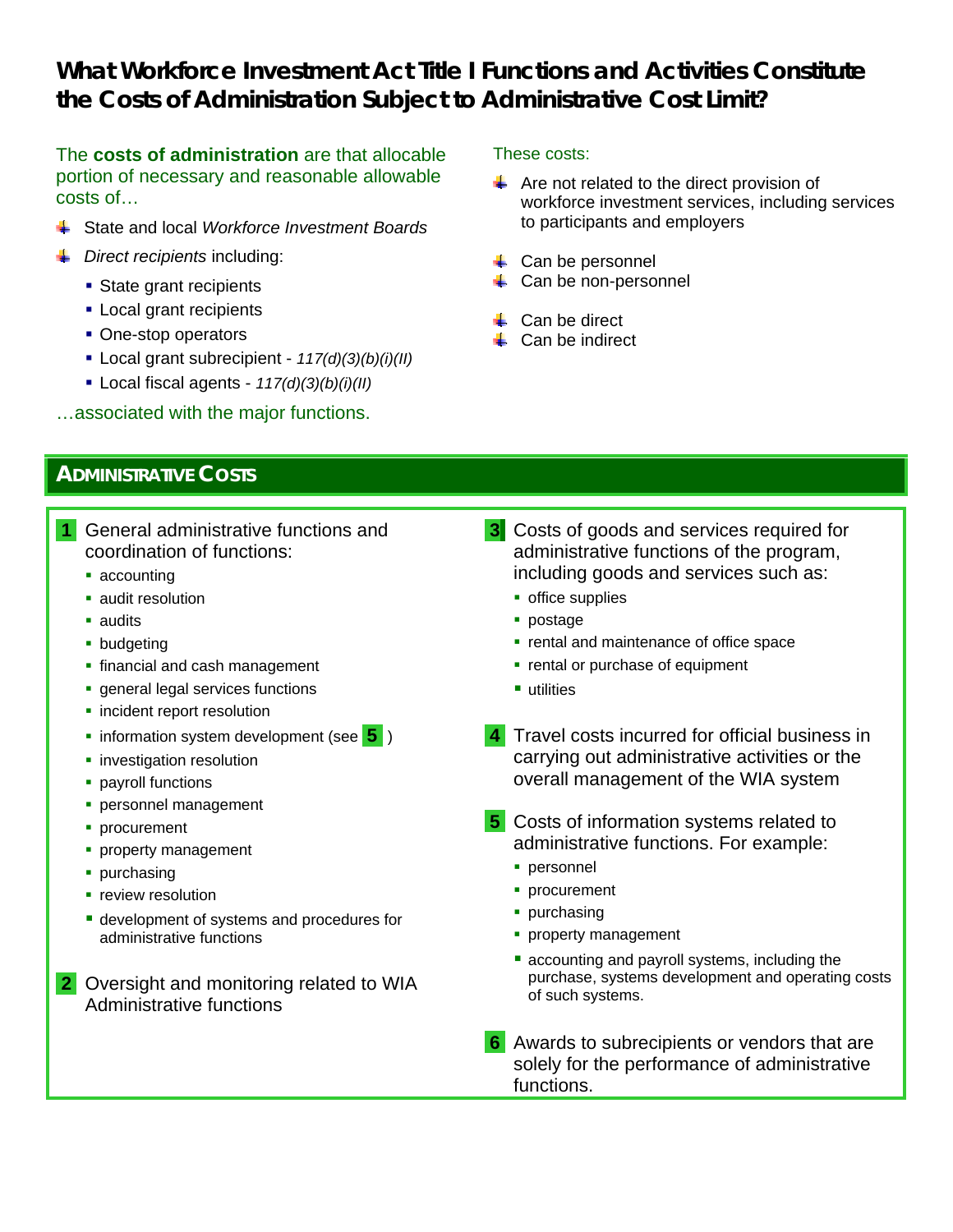# What Workforce Investment Act Title I Functions and Activities Constitute the Costs of Administration Subject to Administrative Cost Limit?

The **costs of administration** are that allocable portion of necessary and reasonable allowable costs of…

- State and local *Workforce Investment Boards*
- *Direct recipients* including:
  - State grant recipients
  - Local grant recipients
  - One-stop operators
  - Local grant subrecipient - *117(d)(3)(b)(i)(II)*
  - Local fiscal agents - *117(d)(3)(b)(i)(II)*

…associated with the major functions.

These costs:

- Are not related to the direct provision of workforce investment services, including services to participants and employers

- Can be personnel
- Can be non-personnel

- Can be direct
- Can be indirect

## Administrative Costs

**1** General administrative functions and coordination of functions:

- accounting
- audit resolution
- audits
- budgeting
- financial and cash management
- general legal services functions
- incident report resolution
- information system development (see **5** )
- investigation resolution
- payroll functions
- personnel management
- procurement
- property management
- purchasing
- review resolution
- development of systems and procedures for administrative functions

**2** Oversight and monitoring related to WIA Administrative functions

**3** Costs of goods and services required for administrative functions of the program, including goods and services such as:

- office supplies
- postage
- rental and maintenance of office space
- rental or purchase of equipment
- utilities

**4** Travel costs incurred for official business in carrying out administrative activities or the overall management of the WIA system

**5** Costs of information systems related to administrative functions. For example:

- personnel
- procurement
- purchasing
- property management
- accounting and payroll systems, including the purchase, systems development and operating costs of such systems.

**6** Awards to subrecipients or vendors that are solely for the performance of administrative functions.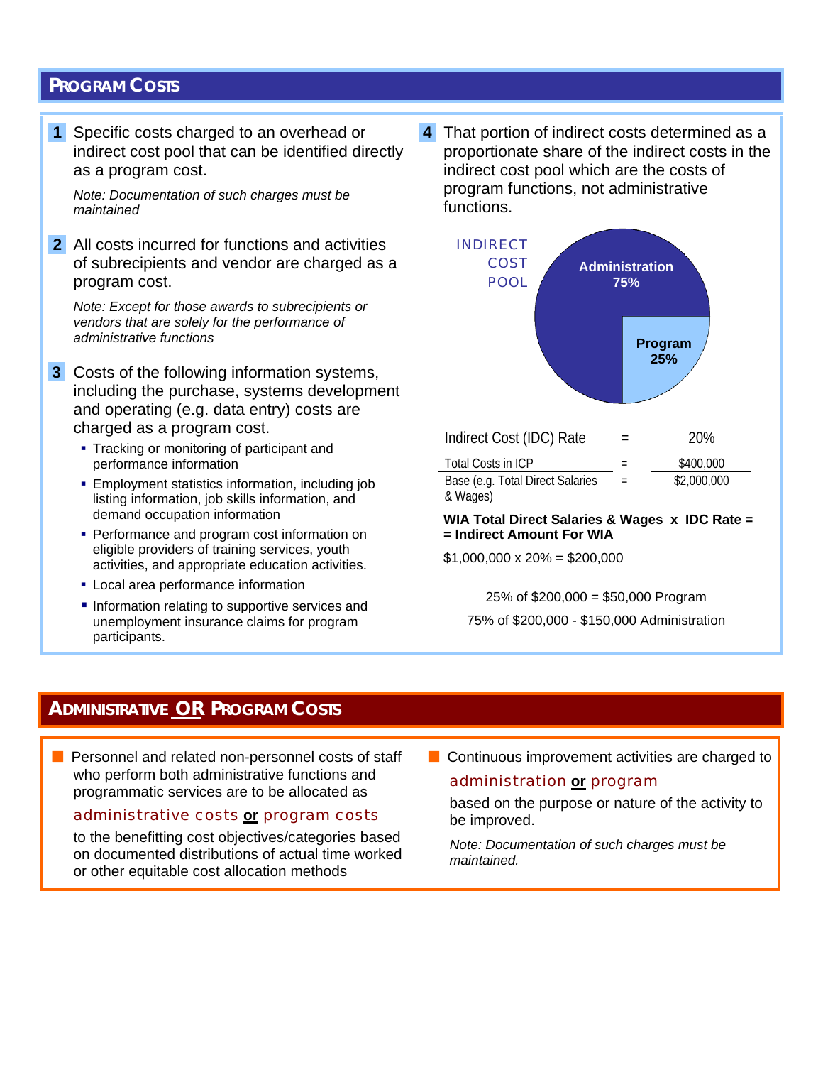## PROGRAM COSTS

**1** Specific costs charged to an overhead or indirect cost pool that can be identified directly as a program cost.

*Note: Documentation of such charges must be maintained*

**2** All costs incurred for functions and activities of subrecipients and vendor are charged as a program cost.

*Note: Except for those awards to subrecipients or vendors that are solely for the performance of administrative functions*

**3** Costs of the following information systems, including the purchase, systems development and operating (e.g. data entry) costs are charged as a program cost.

- Tracking or monitoring of participant and performance information
- Employment statistics information, including job listing information, job skills information, and demand occupation information
- Performance and program cost information on eligible providers of training services, youth activities, and appropriate education activities.
- Local area performance information
- Information relating to supportive services and unemployment insurance claims for program participants.

**4** That portion of indirect costs determined as a proportionate share of the indirect costs in the indirect cost pool which are the costs of program functions, not administrative functions.

INDIRECT COST POOL

Administration 75%

Program 25%

Indirect Cost (IDC) Rate = 20%

| | | |
|---|---|---|
| Total Costs in ICP | = | $400,000 |
| Base (e.g. Total Direct Salaries & Wages) | = | $2,000,000 |

**WIA Total Direct Salaries & Wages x IDC Rate = = Indirect Amount For WIA**

$1,000,000 x 20% = $200,000

25% of $200,000 = $50,000 Program

75% of $200,000 - $150,000 Administration

## ADMINISTRATIVE OR PROGRAM COSTS

- Personnel and related non-personnel costs of staff who perform both administrative functions and programmatic services are to be allocated as

  administrative costs **or** program costs

  to the benefitting cost objectives/categories based on documented distributions of actual time worked or other equitable cost allocation methods

- Continuous improvement activities are charged to

  administration **or** program

  based on the purpose or nature of the activity to be improved.

  *Note: Documentation of such charges must be maintained.*